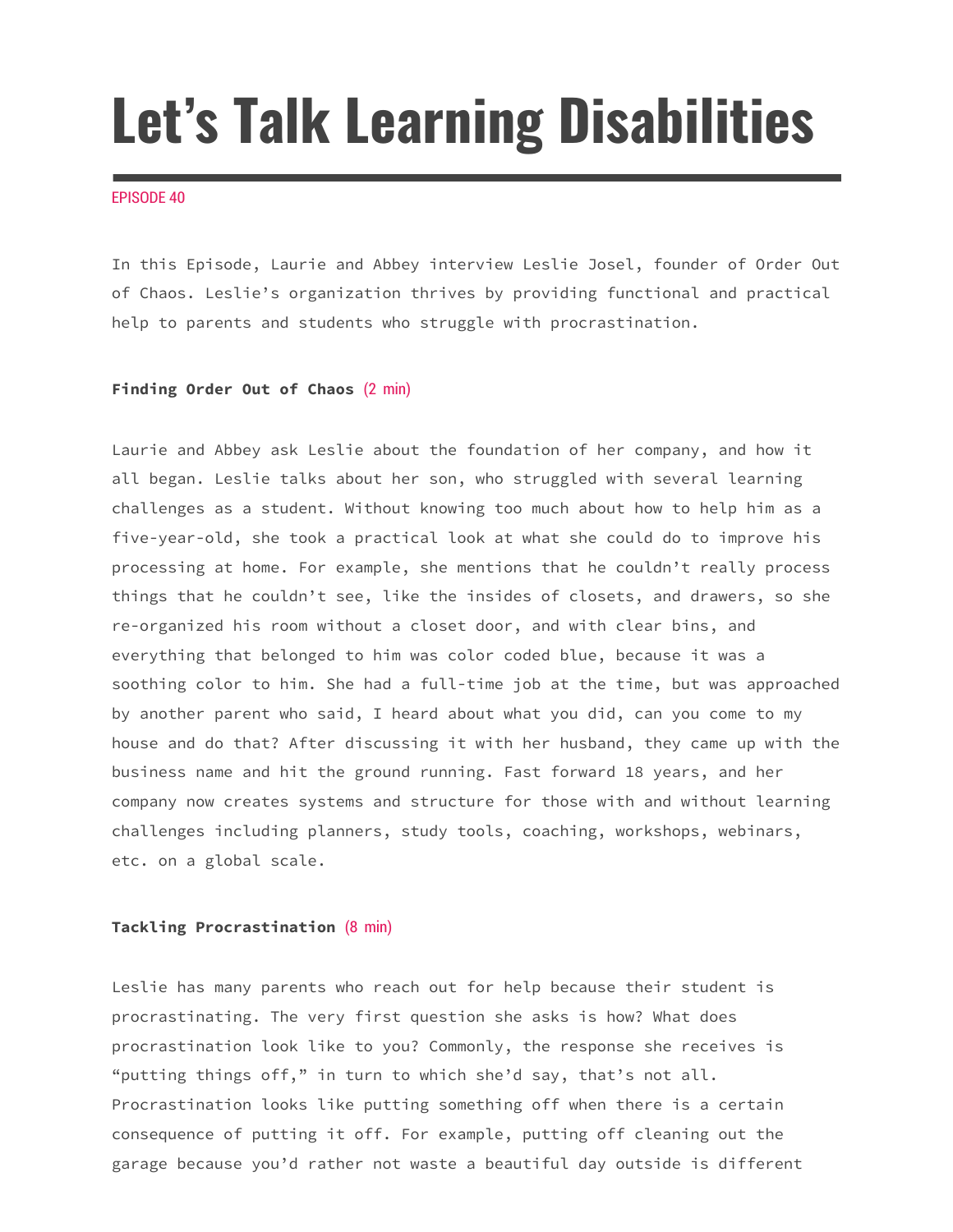# Let's Talk Learning Disabilities

EPISODE 40

In this Episode, Laurie and Abbey interview Leslie Josel, founder of Order Out of Chaos. Leslie's organization thrives by providing functional and practical help to parents and students who struggle with procrastination.

**Finding Order Out of Chaos** (2 min)

Laurie and Abbey ask Leslie about the foundation of her company, and how it all began. Leslie talks about her son, who struggled with several learning challenges as a student. Without knowing too much about how to help him as a five-year-old, she took a practical look at what she could do to improve his processing at home. For example, she mentions that he couldn't really process things that he couldn't see, like the insides of closets, and drawers, so she re-organized his room without a closet door, and with clear bins, and everything that belonged to him was color coded blue, because it was a soothing color to him. She had a full-time job at the time, but was approached by another parent who said, I heard about what you did, can you come to my house and do that? After discussing it with her husband, they came up with the business name and hit the ground running. Fast forward 18 years, and her company now creates systems and structure for those with and without learning challenges including planners, study tools, coaching, workshops, webinars, etc. on a global scale.

**Tackling Procrastination** (8 min)

Leslie has many parents who reach out for help because their student is procrastinating. The very first question she asks is how? What does procrastination look like to you? Commonly, the response she receives is "putting things off," in turn to which she'd say, that's not all. Procrastination looks like putting something off when there is a certain consequence of putting it off. For example, putting off cleaning out the garage because you'd rather not waste a beautiful day outside is different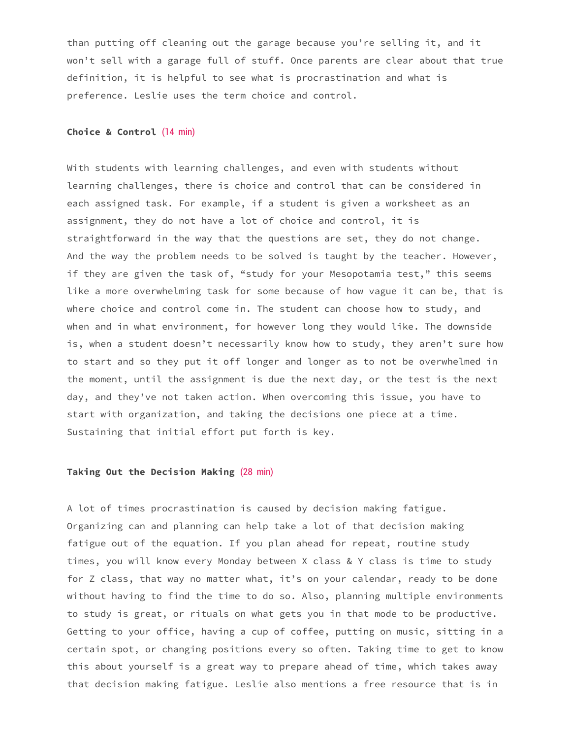than putting off cleaning out the garage because you're selling it, and it won't sell with a garage full of stuff. Once parents are clear about that true definition, it is helpful to see what is procrastination and what is preference. Leslie uses the term choice and control.

**Choice & Control** (14 min)

With students with learning challenges, and even with students without learning challenges, there is choice and control that can be considered in each assigned task. For example, if a student is given a worksheet as an assignment, they do not have a lot of choice and control, it is straightforward in the way that the questions are set, they do not change. And the way the problem needs to be solved is taught by the teacher. However, if they are given the task of, "study for your Mesopotamia test," this seems like a more overwhelming task for some because of how vague it can be, that is where choice and control come in. The student can choose how to study, and when and in what environment, for however long they would like. The downside is, when a student doesn't necessarily know how to study, they aren't sure how to start and so they put it off longer and longer as to not be overwhelmed in the moment, until the assignment is due the next day, or the test is the next day, and they've not taken action. When overcoming this issue, you have to start with organization, and taking the decisions one piece at a time. Sustaining that initial effort put forth is key.

**Taking Out the Decision Making** (28 min)

A lot of times procrastination is caused by decision making fatigue. Organizing can and planning can help take a lot of that decision making fatigue out of the equation. If you plan ahead for repeat, routine study times, you will know every Monday between X class & Y class is time to study for Z class, that way no matter what, it's on your calendar, ready to be done without having to find the time to do so. Also, planning multiple environments to study is great, or rituals on what gets you in that mode to be productive. Getting to your office, having a cup of coffee, putting on music, sitting in a certain spot, or changing positions every so often. Taking time to get to know this about yourself is a great way to prepare ahead of time, which takes away that decision making fatigue. Leslie also mentions a free resource that is in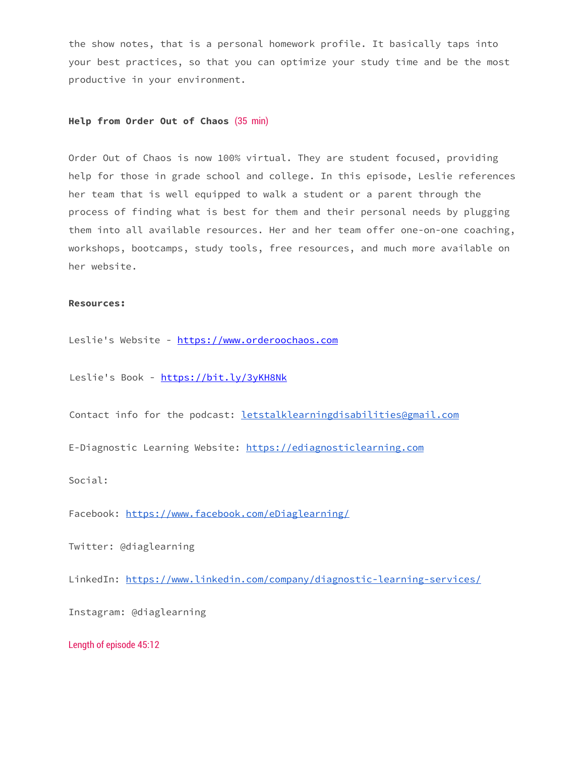the show notes, that is a personal homework profile. It basically taps into your best practices, so that you can optimize your study time and be the most productive in your environment.

**Help from Order Out of Chaos** (35 min)

Order Out of Chaos is now 100% virtual. They are student focused, providing help for those in grade school and college. In this episode, Leslie references her team that is well equipped to walk a student or a parent through the process of finding what is best for them and their personal needs by plugging them into all available resources. Her and her team offer one-on-one coaching, workshops, bootcamps, study tools, free resources, and much more available on her website.

**Resources:**

Leslie's Website - https://www.orderoochaos.com

Leslie's Book - https://bit.ly/3yKH8Nk

Contact info for the podcast: letstalklearningdisabilities@gmail.com

E-Diagnostic Learning Website: https://ediagnosticlearning.com

Social:

Facebook: https://www.facebook.com/eDiaglearning/

Twitter: @diaglearning

LinkedIn: https://www.linkedin.com/company/diagnostic-learning-services/

Instagram: @diaglearning

Length of episode 45:12